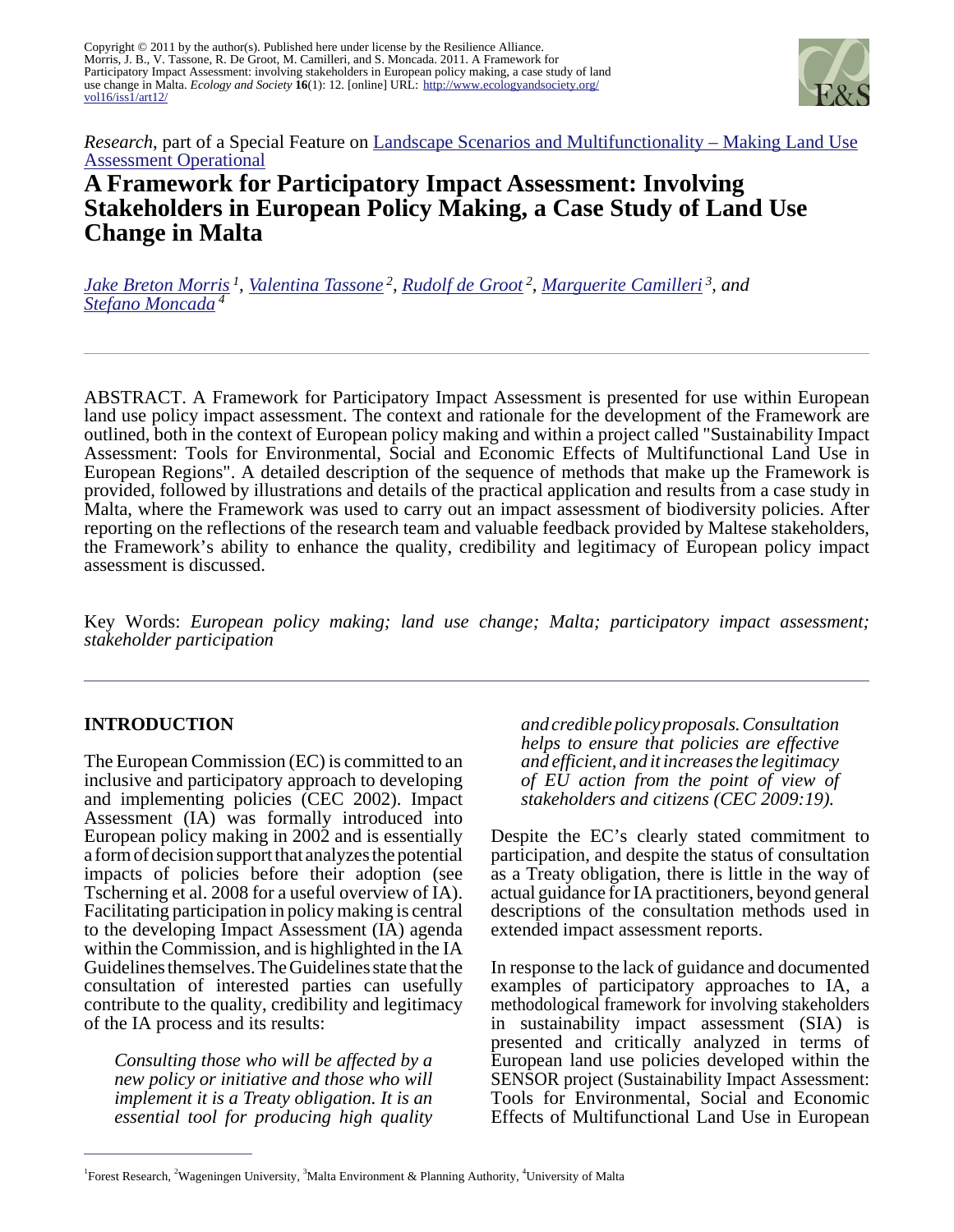Copyright © 2011 by the author(s). Published here under license by the Resilience Alliance.
Morris, J. B., V. Tassone, R. De Groot, M. Camilleri, and S. Moncada. 2011. A Framework for Participatory Impact Assessment: involving stakeholders in European policy making, a case study of land use change in Malta. *Ecology and Society* **16**(1): 12. [online] URL: http://www.ecologyandsociety.org/vol16/iss1/art12/

*Research*, part of a Special Feature on Landscape Scenarios and Multifunctionality – Making Land Use Assessment Operational

# A Framework for Participatory Impact Assessment: Involving Stakeholders in European Policy Making, a Case Study of Land Use Change in Malta

*Jake Breton Morris*[1], *Valentina Tassone*[2], *Rudolf de Groot*[2], *Marguerite Camilleri*[3], and *Stefano Moncada*[4]

ABSTRACT. A Framework for Participatory Impact Assessment is presented for use within European land use policy impact assessment. The context and rationale for the development of the Framework are outlined, both in the context of European policy making and within a project called "Sustainability Impact Assessment: Tools for Environmental, Social and Economic Effects of Multifunctional Land Use in European Regions". A detailed description of the sequence of methods that make up the Framework is provided, followed by illustrations and details of the practical application and results from a case study in Malta, where the Framework was used to carry out an impact assessment of biodiversity policies. After reporting on the reflections of the research team and valuable feedback provided by Maltese stakeholders, the Framework's ability to enhance the quality, credibility and legitimacy of European policy impact assessment is discussed.

Key Words: *European policy making; land use change; Malta; participatory impact assessment; stakeholder participation*

## INTRODUCTION

The European Commission (EC) is committed to an inclusive and participatory approach to developing and implementing policies (CEC 2002). Impact Assessment (IA) was formally introduced into European policy making in 2002 and is essentially a form of decision support that analyzes the potential impacts of policies before their adoption (see Tscherning et al. 2008 for a useful overview of IA). Facilitating participation in policy making is central to the developing Impact Assessment (IA) agenda within the Commission, and is highlighted in the IA Guidelines themselves. The Guidelines state that the consultation of interested parties can usefully contribute to the quality, credibility and legitimacy of the IA process and its results:

> *Consulting those who will be affected by a new policy or initiative and those who will implement it is a Treaty obligation. It is an essential tool for producing high quality and credible policy proposals. Consultation helps to ensure that policies are effective and efficient, and it increases the legitimacy of EU action from the point of view of stakeholders and citizens (CEC 2009:19).*

Despite the EC's clearly stated commitment to participation, and despite the status of consultation as a Treaty obligation, there is little in the way of actual guidance for IA practitioners, beyond general descriptions of the consultation methods used in extended impact assessment reports.

In response to the lack of guidance and documented examples of participatory approaches to IA, a methodological framework for involving stakeholders in sustainability impact assessment (SIA) is presented and critically analyzed in terms of European land use policies developed within the SENSOR project (Sustainability Impact Assessment: Tools for Environmental, Social and Economic Effects of Multifunctional Land Use in European

[1]Forest Research, [2]Wageningen University, [3]Malta Environment & Planning Authority, [4]University of Malta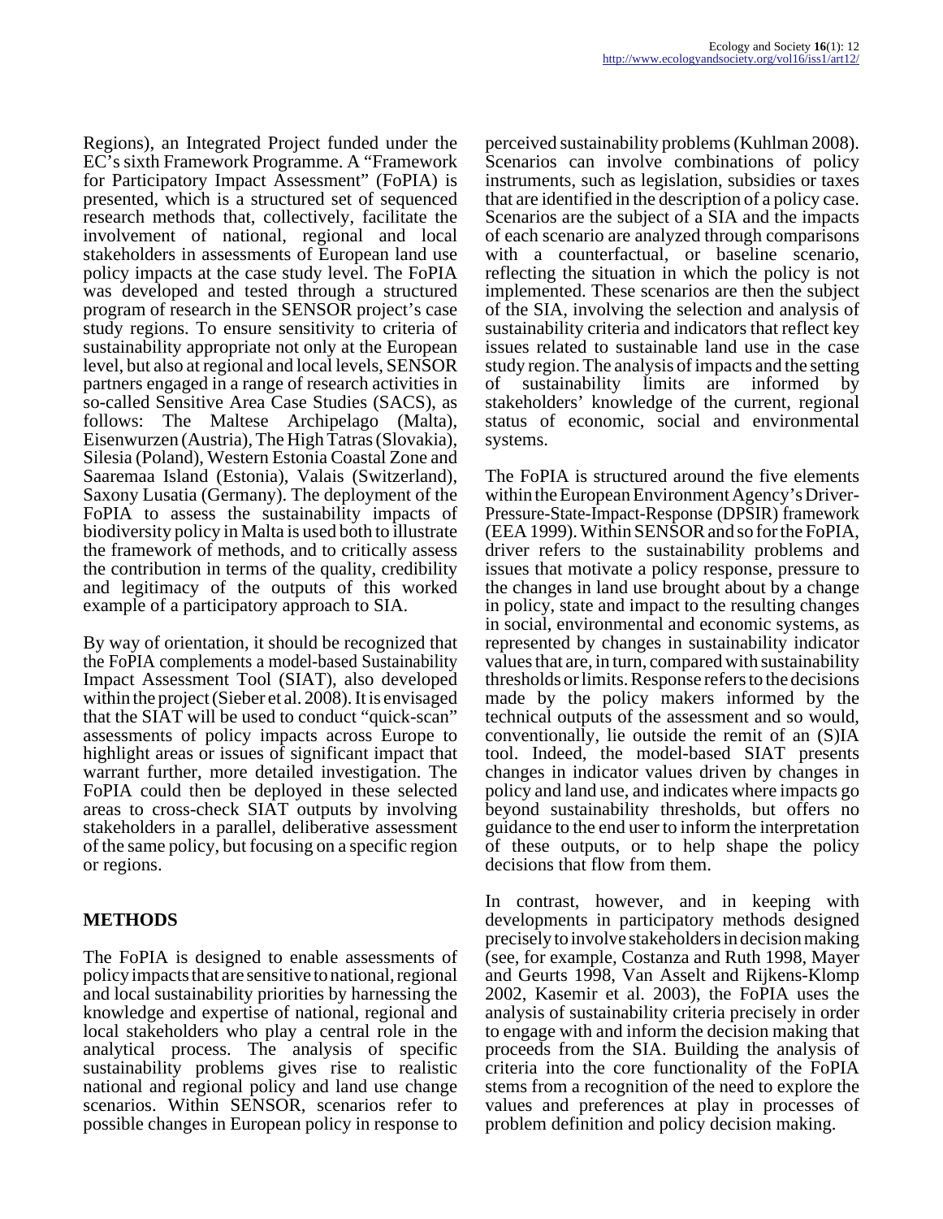Regions), an Integrated Project funded under the EC's sixth Framework Programme. A "Framework for Participatory Impact Assessment" (FoPIA) is presented, which is a structured set of sequenced research methods that, collectively, facilitate the involvement of national, regional and local stakeholders in assessments of European land use policy impacts at the case study level. The FoPIA was developed and tested through a structured program of research in the SENSOR project's case study regions. To ensure sensitivity to criteria of sustainability appropriate not only at the European level, but also at regional and local levels, SENSOR partners engaged in a range of research activities in so-called Sensitive Area Case Studies (SACS), as follows: The Maltese Archipelago (Malta), Eisenwurzen (Austria), The High Tatras (Slovakia), Silesia (Poland), Western Estonia Coastal Zone and Saaremaa Island (Estonia), Valais (Switzerland), Saxony Lusatia (Germany). The deployment of the FoPIA to assess the sustainability impacts of biodiversity policy in Malta is used both to illustrate the framework of methods, and to critically assess the contribution in terms of the quality, credibility and legitimacy of the outputs of this worked example of a participatory approach to SIA.

By way of orientation, it should be recognized that the FoPIA complements a model-based Sustainability Impact Assessment Tool (SIAT), also developed within the project (Sieber et al. 2008). It is envisaged that the SIAT will be used to conduct "quick-scan" assessments of policy impacts across Europe to highlight areas or issues of significant impact that warrant further, more detailed investigation. The FoPIA could then be deployed in these selected areas to cross-check SIAT outputs by involving stakeholders in a parallel, deliberative assessment of the same policy, but focusing on a specific region or regions.

## METHODS

The FoPIA is designed to enable assessments of policy impacts that are sensitive to national, regional and local sustainability priorities by harnessing the knowledge and expertise of national, regional and local stakeholders who play a central role in the analytical process. The analysis of specific sustainability problems gives rise to realistic national and regional policy and land use change scenarios. Within SENSOR, scenarios refer to possible changes in European policy in response to perceived sustainability problems (Kuhlman 2008). Scenarios can involve combinations of policy instruments, such as legislation, subsidies or taxes that are identified in the description of a policy case. Scenarios are the subject of a SIA and the impacts of each scenario are analyzed through comparisons with a counterfactual, or baseline scenario, reflecting the situation in which the policy is not implemented. These scenarios are then the subject of the SIA, involving the selection and analysis of sustainability criteria and indicators that reflect key issues related to sustainable land use in the case study region. The analysis of impacts and the setting of sustainability limits are informed by stakeholders' knowledge of the current, regional status of economic, social and environmental systems.

The FoPIA is structured around the five elements within the European Environment Agency's Driver-Pressure-State-Impact-Response (DPSIR) framework (EEA 1999). Within SENSOR and so for the FoPIA, driver refers to the sustainability problems and issues that motivate a policy response, pressure to the changes in land use brought about by a change in policy, state and impact to the resulting changes in social, environmental and economic systems, as represented by changes in sustainability indicator values that are, in turn, compared with sustainability thresholds or limits. Response refers to the decisions made by the policy makers informed by the technical outputs of the assessment and so would, conventionally, lie outside the remit of an (S)IA tool. Indeed, the model-based SIAT presents changes in indicator values driven by changes in policy and land use, and indicates where impacts go beyond sustainability thresholds, but offers no guidance to the end user to inform the interpretation of these outputs, or to help shape the policy decisions that flow from them.

In contrast, however, and in keeping with developments in participatory methods designed precisely to involve stakeholders in decision making (see, for example, Costanza and Ruth 1998, Mayer and Geurts 1998, Van Asselt and Rijkens-Klomp 2002, Kasemir et al. 2003), the FoPIA uses the analysis of sustainability criteria precisely in order to engage with and inform the decision making that proceeds from the SIA. Building the analysis of criteria into the core functionality of the FoPIA stems from a recognition of the need to explore the values and preferences at play in processes of problem definition and policy decision making.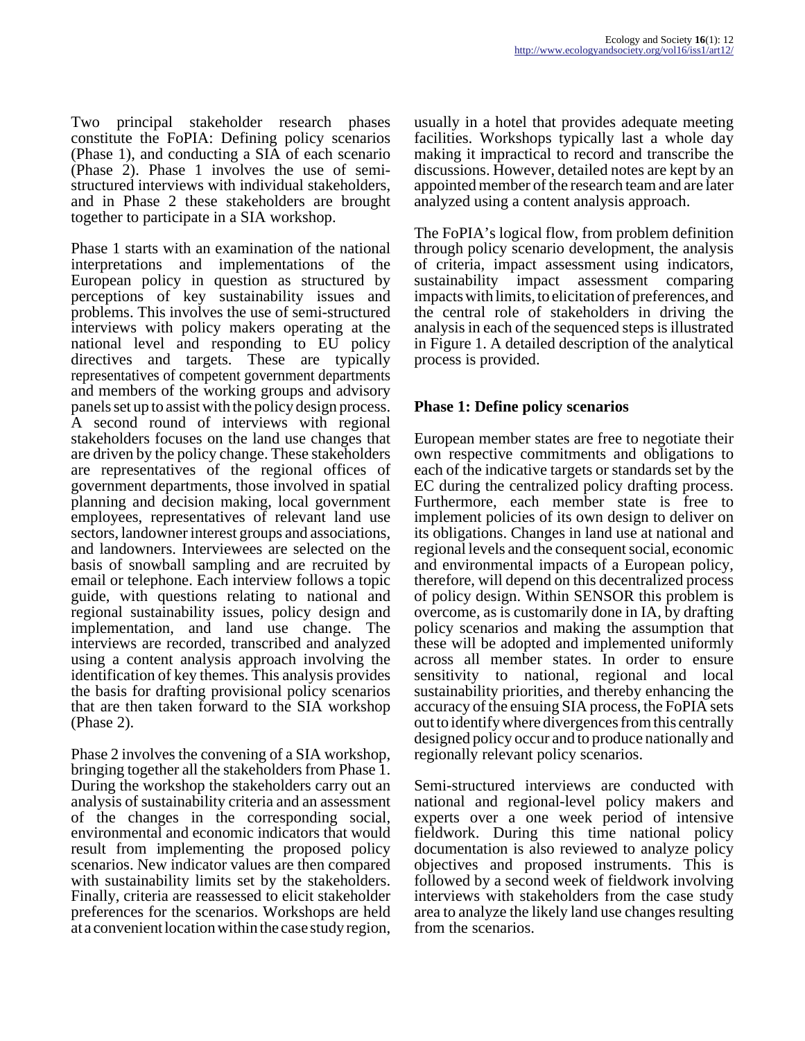Two principal stakeholder research phases constitute the FoPIA: Defining policy scenarios (Phase 1), and conducting a SIA of each scenario (Phase 2). Phase 1 involves the use of semi-structured interviews with individual stakeholders, and in Phase 2 these stakeholders are brought together to participate in a SIA workshop.

Phase 1 starts with an examination of the national interpretations and implementations of the European policy in question as structured by perceptions of key sustainability issues and problems. This involves the use of semi-structured interviews with policy makers operating at the national level and responding to EU policy directives and targets. These are typically representatives of competent government departments and members of the working groups and advisory panels set up to assist with the policy design process. A second round of interviews with regional stakeholders focuses on the land use changes that are driven by the policy change. These stakeholders are representatives of the regional offices of government departments, those involved in spatial planning and decision making, local government employees, representatives of relevant land use sectors, landowner interest groups and associations, and landowners. Interviewees are selected on the basis of snowball sampling and are recruited by email or telephone. Each interview follows a topic guide, with questions relating to national and regional sustainability issues, policy design and implementation, and land use change. The interviews are recorded, transcribed and analyzed using a content analysis approach involving the identification of key themes. This analysis provides the basis for drafting provisional policy scenarios that are then taken forward to the SIA workshop (Phase 2).

Phase 2 involves the convening of a SIA workshop, bringing together all the stakeholders from Phase 1. During the workshop the stakeholders carry out an analysis of sustainability criteria and an assessment of the changes in the corresponding social, environmental and economic indicators that would result from implementing the proposed policy scenarios. New indicator values are then compared with sustainability limits set by the stakeholders. Finally, criteria are reassessed to elicit stakeholder preferences for the scenarios. Workshops are held at a convenient location within the case study region, usually in a hotel that provides adequate meeting facilities. Workshops typically last a whole day making it impractical to record and transcribe the discussions. However, detailed notes are kept by an appointed member of the research team and are later analyzed using a content analysis approach.

The FoPIA's logical flow, from problem definition through policy scenario development, the analysis of criteria, impact assessment using indicators, sustainability impact assessment comparing impacts with limits, to elicitation of preferences, and the central role of stakeholders in driving the analysis in each of the sequenced steps is illustrated in Figure 1. A detailed description of the analytical process is provided.

### Phase 1: Define policy scenarios

European member states are free to negotiate their own respective commitments and obligations to each of the indicative targets or standards set by the EC during the centralized policy drafting process. Furthermore, each member state is free to implement policies of its own design to deliver on its obligations. Changes in land use at national and regional levels and the consequent social, economic and environmental impacts of a European policy, therefore, will depend on this decentralized process of policy design. Within SENSOR this problem is overcome, as is customarily done in IA, by drafting policy scenarios and making the assumption that these will be adopted and implemented uniformly across all member states. In order to ensure sensitivity to national, regional and local sustainability priorities, and thereby enhancing the accuracy of the ensuing SIA process, the FoPIA sets out to identify where divergences from this centrally designed policy occur and to produce nationally and regionally relevant policy scenarios.

Semi-structured interviews are conducted with national and regional-level policy makers and experts over a one week period of intensive fieldwork. During this time national policy documentation is also reviewed to analyze policy objectives and proposed instruments. This is followed by a second week of fieldwork involving interviews with stakeholders from the case study area to analyze the likely land use changes resulting from the scenarios.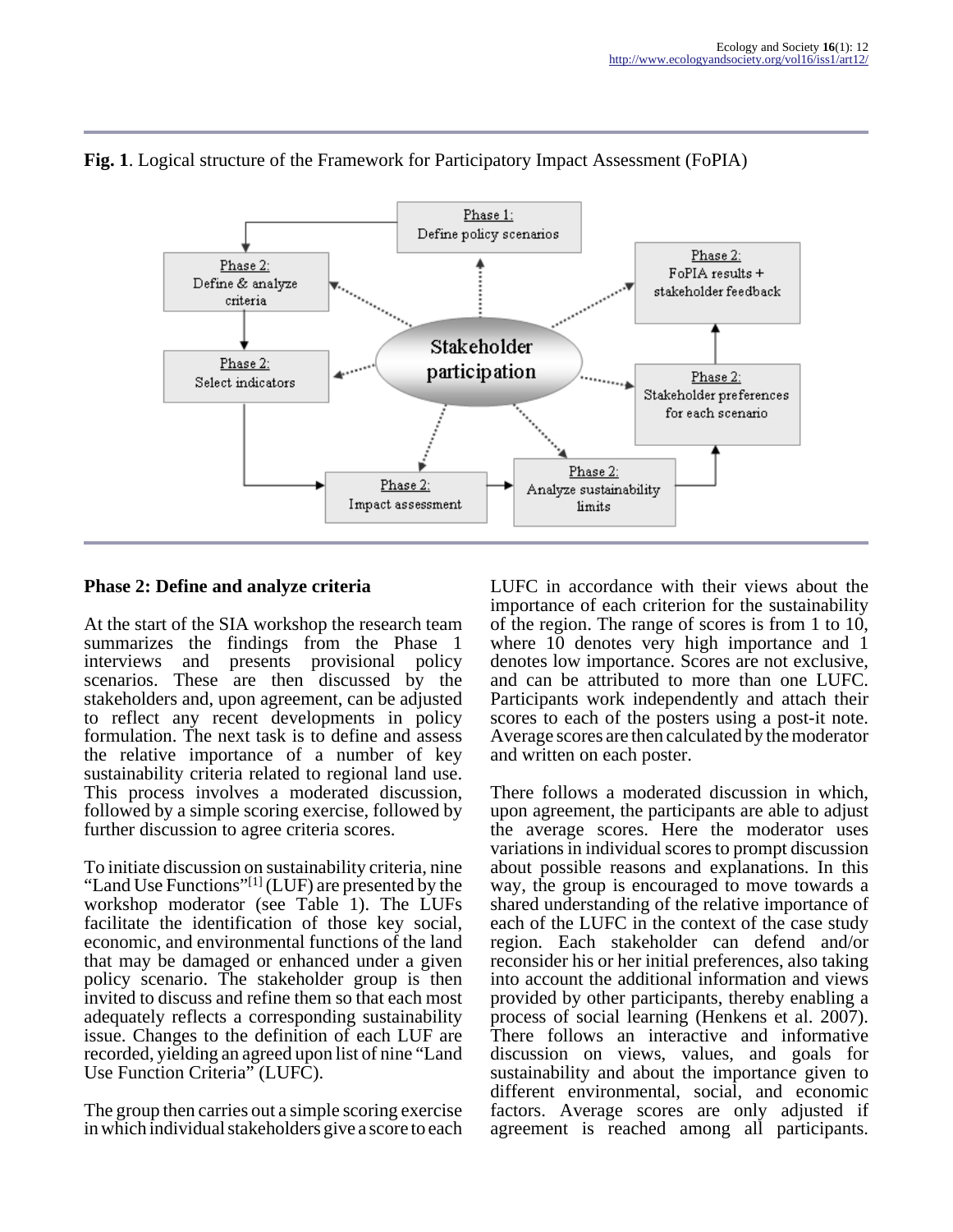**Fig. 1**. Logical structure of the Framework for Participatory Impact Assessment (FoPIA)

## Phase 2: Define and analyze criteria

At the start of the SIA workshop the research team summarizes the findings from the Phase 1 interviews and presents provisional policy scenarios. These are then discussed by the stakeholders and, upon agreement, can be adjusted to reflect any recent developments in policy formulation. The next task is to define and assess the relative importance of a number of key sustainability criteria related to regional land use. This process involves a moderated discussion, followed by a simple scoring exercise, followed by further discussion to agree criteria scores.

To initiate discussion on sustainability criteria, nine "Land Use Functions"[1] (LUF) are presented by the workshop moderator (see Table 1). The LUFs facilitate the identification of those key social, economic, and environmental functions of the land that may be damaged or enhanced under a given policy scenario. The stakeholder group is then invited to discuss and refine them so that each most adequately reflects a corresponding sustainability issue. Changes to the definition of each LUF are recorded, yielding an agreed upon list of nine "Land Use Function Criteria" (LUFC).

The group then carries out a simple scoring exercise in which individual stakeholders give a score to each LUFC in accordance with their views about the importance of each criterion for the sustainability of the region. The range of scores is from 1 to 10, where 10 denotes very high importance and 1 denotes low importance. Scores are not exclusive, and can be attributed to more than one LUFC. Participants work independently and attach their scores to each of the posters using a post-it note. Average scores are then calculated by the moderator and written on each poster.

There follows a moderated discussion in which, upon agreement, the participants are able to adjust the average scores. Here the moderator uses variations in individual scores to prompt discussion about possible reasons and explanations. In this way, the group is encouraged to move towards a shared understanding of the relative importance of each of the LUFC in the context of the case study region. Each stakeholder can defend and/or reconsider his or her initial preferences, also taking into account the additional information and views provided by other participants, thereby enabling a process of social learning (Henkens et al. 2007). There follows an interactive and informative discussion on views, values, and goals for sustainability and about the importance given to different environmental, social, and economic factors. Average scores are only adjusted if agreement is reached among all participants.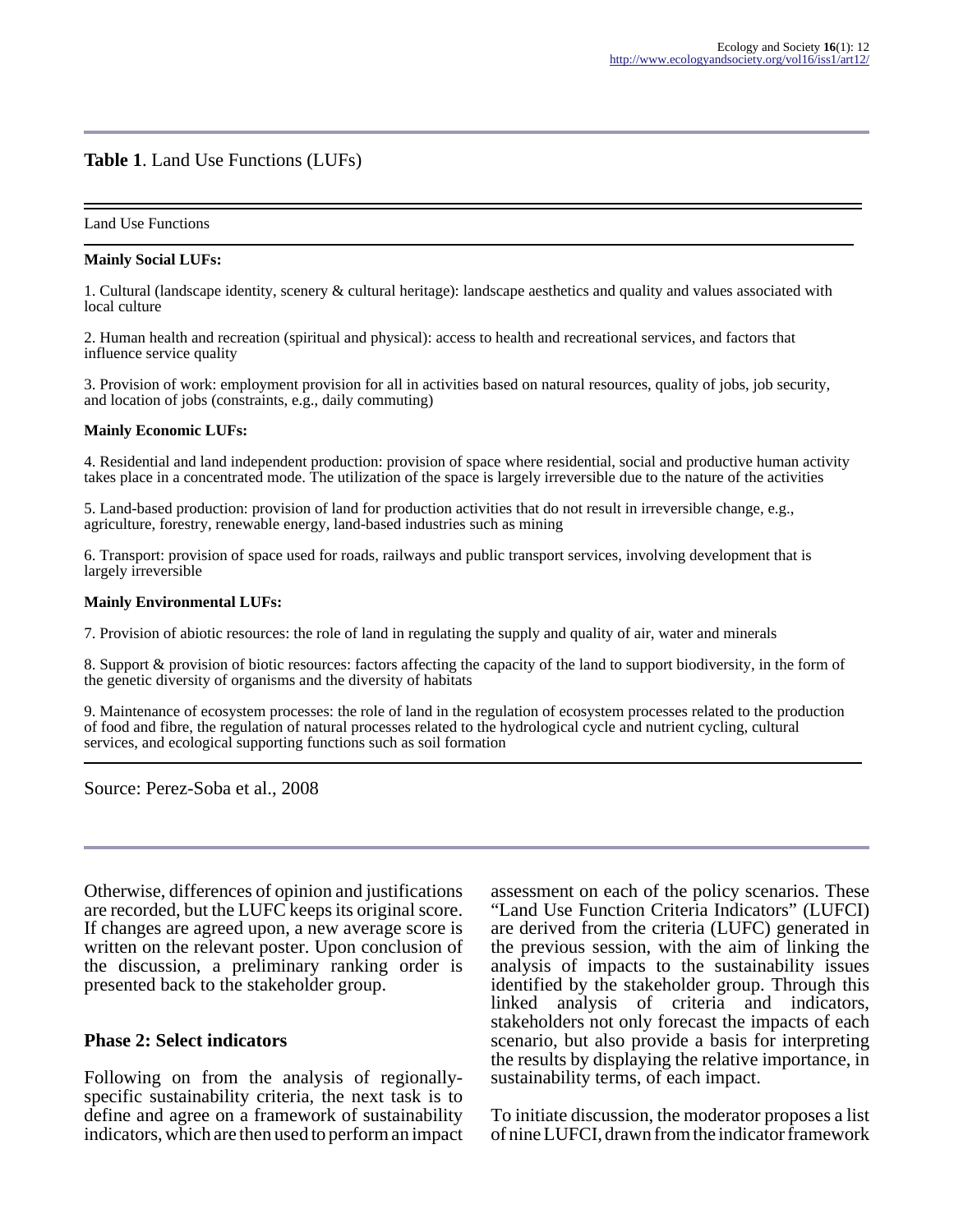**Table 1**. Land Use Functions (LUFs)

| Land Use Functions |
|---|
| **Mainly Social LUFs:** |
| 1. Cultural (landscape identity, scenery & cultural heritage): landscape aesthetics and quality and values associated with local culture |
| 2. Human health and recreation (spiritual and physical): access to health and recreational services, and factors that influence service quality |
| 3. Provision of work: employment provision for all in activities based on natural resources, quality of jobs, job security, and location of jobs (constraints, e.g., daily commuting) |
| **Mainly Economic LUFs:** |
| 4. Residential and land independent production: provision of space where residential, social and productive human activity takes place in a concentrated mode. The utilization of the space is largely irreversible due to the nature of the activities |
| 5. Land-based production: provision of land for production activities that do not result in irreversible change, e.g., agriculture, forestry, renewable energy, land-based industries such as mining |
| 6. Transport: provision of space used for roads, railways and public transport services, involving development that is largely irreversible |
| **Mainly Environmental LUFs:** |
| 7. Provision of abiotic resources: the role of land in regulating the supply and quality of air, water and minerals |
| 8. Support & provision of biotic resources: factors affecting the capacity of the land to support biodiversity, in the form of the genetic diversity of organisms and the diversity of habitats |
| 9. Maintenance of ecosystem processes: the role of land in the regulation of ecosystem processes related to the production of food and fibre, the regulation of natural processes related to the hydrological cycle and nutrient cycling, cultural services, and ecological supporting functions such as soil formation |

Source: Perez-Soba et al., 2008

Otherwise, differences of opinion and justifications are recorded, but the LUFC keeps its original score. If changes are agreed upon, a new average score is written on the relevant poster. Upon conclusion of the discussion, a preliminary ranking order is presented back to the stakeholder group.

## Phase 2: Select indicators

Following on from the analysis of regionally-specific sustainability criteria, the next task is to define and agree on a framework of sustainability indicators, which are then used to perform an impact assessment on each of the policy scenarios. These "Land Use Function Criteria Indicators" (LUFCI) are derived from the criteria (LUFC) generated in the previous session, with the aim of linking the analysis of impacts to the sustainability issues identified by the stakeholder group. Through this linked analysis of criteria and indicators, stakeholders not only forecast the impacts of each scenario, but also provide a basis for interpreting the results by displaying the relative importance, in sustainability terms, of each impact.

To initiate discussion, the moderator proposes a list of nine LUFCI, drawn from the indicator framework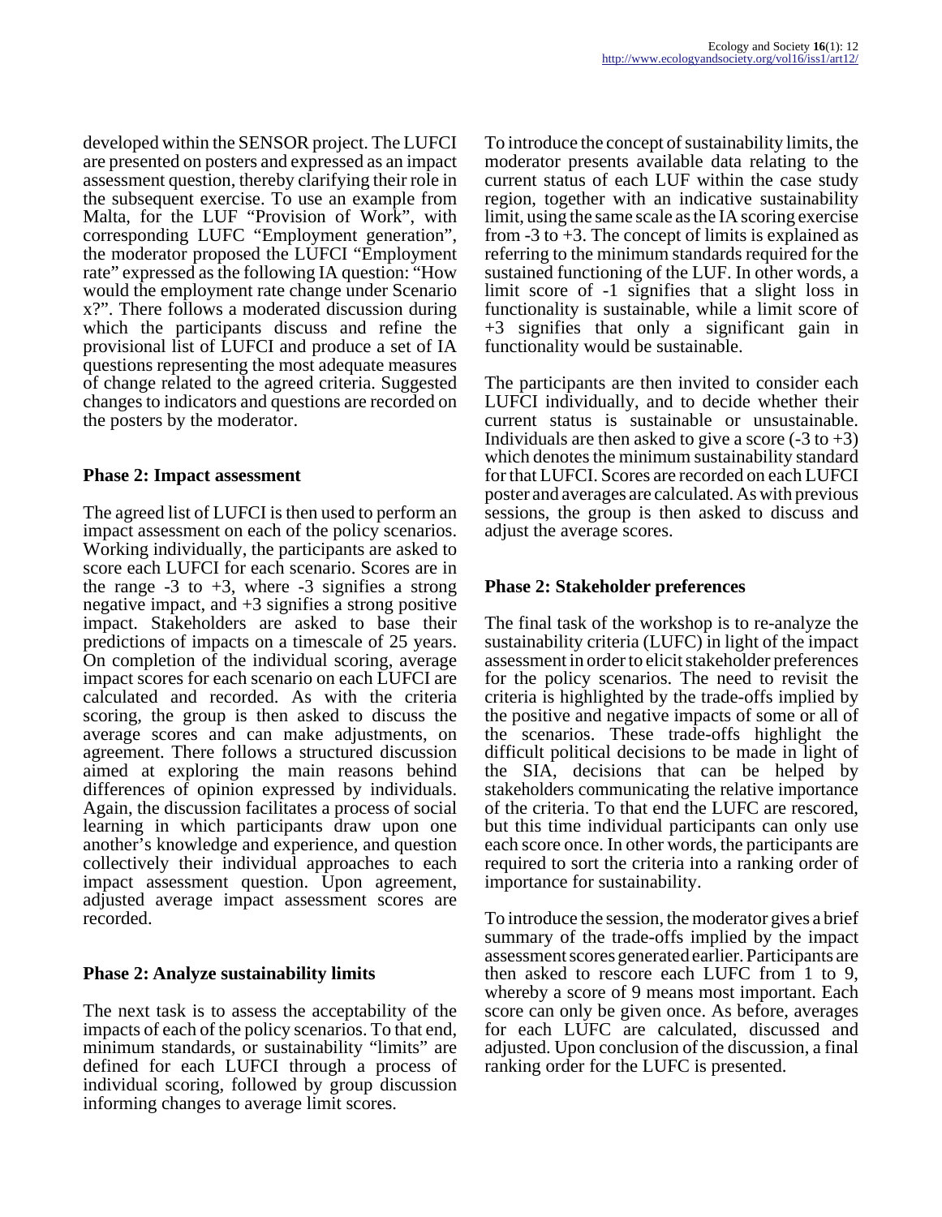developed within the SENSOR project. The LUFCI are presented on posters and expressed as an impact assessment question, thereby clarifying their role in the subsequent exercise. To use an example from Malta, for the LUF "Provision of Work", with corresponding LUFC "Employment generation", the moderator proposed the LUFCI "Employment rate" expressed as the following IA question: "How would the employment rate change under Scenario x?". There follows a moderated discussion during which the participants discuss and refine the provisional list of LUFCI and produce a set of IA questions representing the most adequate measures of change related to the agreed criteria. Suggested changes to indicators and questions are recorded on the posters by the moderator.

### Phase 2: Impact assessment

The agreed list of LUFCI is then used to perform an impact assessment on each of the policy scenarios. Working individually, the participants are asked to score each LUFCI for each scenario. Scores are in the range -3 to +3, where -3 signifies a strong negative impact, and +3 signifies a strong positive impact. Stakeholders are asked to base their predictions of impacts on a timescale of 25 years. On completion of the individual scoring, average impact scores for each scenario on each LUFCI are calculated and recorded. As with the criteria scoring, the group is then asked to discuss the average scores and can make adjustments, on agreement. There follows a structured discussion aimed at exploring the main reasons behind differences of opinion expressed by individuals. Again, the discussion facilitates a process of social learning in which participants draw upon one another's knowledge and experience, and question collectively their individual approaches to each impact assessment question. Upon agreement, adjusted average impact assessment scores are recorded.

### Phase 2: Analyze sustainability limits

The next task is to assess the acceptability of the impacts of each of the policy scenarios. To that end, minimum standards, or sustainability "limits" are defined for each LUFCI through a process of individual scoring, followed by group discussion informing changes to average limit scores.

To introduce the concept of sustainability limits, the moderator presents available data relating to the current status of each LUF within the case study region, together with an indicative sustainability limit, using the same scale as the IA scoring exercise from -3 to +3. The concept of limits is explained as referring to the minimum standards required for the sustained functioning of the LUF. In other words, a limit score of -1 signifies that a slight loss in functionality is sustainable, while a limit score of +3 signifies that only a significant gain in functionality would be sustainable.

The participants are then invited to consider each LUFCI individually, and to decide whether their current status is sustainable or unsustainable. Individuals are then asked to give a score (-3 to +3) which denotes the minimum sustainability standard for that LUFCI. Scores are recorded on each LUFCI poster and averages are calculated. As with previous sessions, the group is then asked to discuss and adjust the average scores.

### Phase 2: Stakeholder preferences

The final task of the workshop is to re-analyze the sustainability criteria (LUFC) in light of the impact assessment in order to elicit stakeholder preferences for the policy scenarios. The need to revisit the criteria is highlighted by the trade-offs implied by the positive and negative impacts of some or all of the scenarios. These trade-offs highlight the difficult political decisions to be made in light of the SIA, decisions that can be helped by stakeholders communicating the relative importance of the criteria. To that end the LUFC are rescored, but this time individual participants can only use each score once. In other words, the participants are required to sort the criteria into a ranking order of importance for sustainability.

To introduce the session, the moderator gives a brief summary of the trade-offs implied by the impact assessment scores generated earlier. Participants are then asked to rescore each LUFC from 1 to 9, whereby a score of 9 means most important. Each score can only be given once. As before, averages for each LUFC are calculated, discussed and adjusted. Upon conclusion of the discussion, a final ranking order for the LUFC is presented.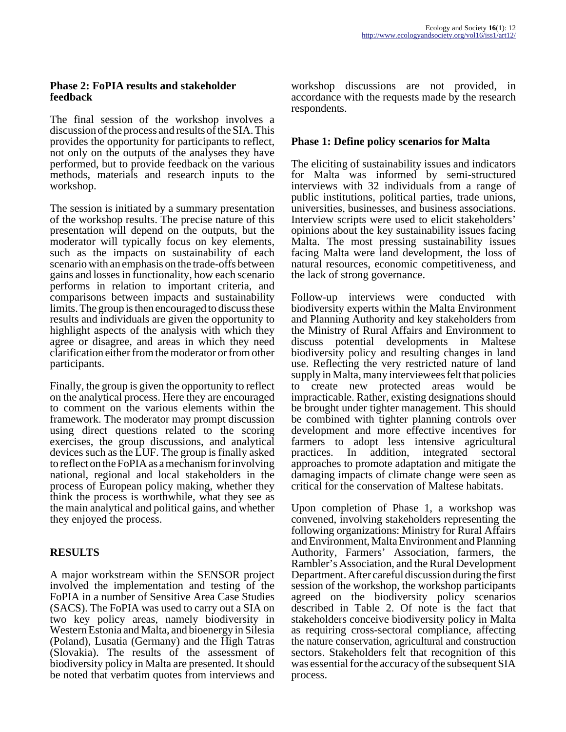### Phase 2: FoPIA results and stakeholder feedback

The final session of the workshop involves a discussion of the process and results of the SIA. This provides the opportunity for participants to reflect, not only on the outputs of the analyses they have performed, but to provide feedback on the various methods, materials and research inputs to the workshop.

The session is initiated by a summary presentation of the workshop results. The precise nature of this presentation will depend on the outputs, but the moderator will typically focus on key elements, such as the impacts on sustainability of each scenario with an emphasis on the trade-offs between gains and losses in functionality, how each scenario performs in relation to important criteria, and comparisons between impacts and sustainability limits. The group is then encouraged to discuss these results and individuals are given the opportunity to highlight aspects of the analysis with which they agree or disagree, and areas in which they need clarification either from the moderator or from other participants.

Finally, the group is given the opportunity to reflect on the analytical process. Here they are encouraged to comment on the various elements within the framework. The moderator may prompt discussion using direct questions related to the scoring exercises, the group discussions, and analytical devices such as the LUF. The group is finally asked to reflect on the FoPIA as a mechanism for involving national, regional and local stakeholders in the process of European policy making, whether they think the process is worthwhile, what they see as the main analytical and political gains, and whether they enjoyed the process.

## RESULTS

A major workstream within the SENSOR project involved the implementation and testing of the FoPIA in a number of Sensitive Area Case Studies (SACS). The FoPIA was used to carry out a SIA on two key policy areas, namely biodiversity in Western Estonia and Malta, and bioenergy in Silesia (Poland), Lusatia (Germany) and the High Tatras (Slovakia). The results of the assessment of biodiversity policy in Malta are presented. It should be noted that verbatim quotes from interviews and workshop discussions are not provided, in accordance with the requests made by the research respondents.

### Phase 1: Define policy scenarios for Malta

The eliciting of sustainability issues and indicators for Malta was informed by semi-structured interviews with 32 individuals from a range of public institutions, political parties, trade unions, universities, businesses, and business associations. Interview scripts were used to elicit stakeholders' opinions about the key sustainability issues facing Malta. The most pressing sustainability issues facing Malta were land development, the loss of natural resources, economic competitiveness, and the lack of strong governance.

Follow-up interviews were conducted with biodiversity experts within the Malta Environment and Planning Authority and key stakeholders from the Ministry of Rural Affairs and Environment to discuss potential developments in Maltese biodiversity policy and resulting changes in land use. Reflecting the very restricted nature of land supply in Malta, many interviewees felt that policies to create new protected areas would be impracticable. Rather, existing designations should be brought under tighter management. This should be combined with tighter planning controls over development and more effective incentives for farmers to adopt less intensive agricultural practices. In addition, integrated sectoral approaches to promote adaptation and mitigate the damaging impacts of climate change were seen as critical for the conservation of Maltese habitats.

Upon completion of Phase 1, a workshop was convened, involving stakeholders representing the following organizations: Ministry for Rural Affairs and Environment, Malta Environment and Planning Authority, Farmers' Association, farmers, the Rambler's Association, and the Rural Development Department. After careful discussion during the first session of the workshop, the workshop participants agreed on the biodiversity policy scenarios described in Table 2. Of note is the fact that stakeholders conceive biodiversity policy in Malta as requiring cross-sectoral compliance, affecting the nature conservation, agricultural and construction sectors. Stakeholders felt that recognition of this was essential for the accuracy of the subsequent SIA process.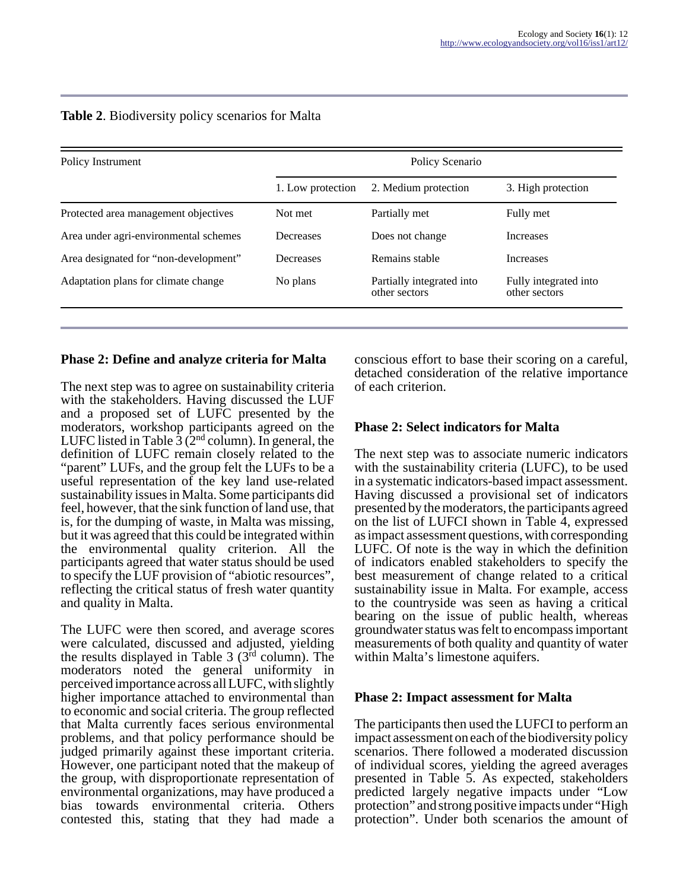**Table 2**. Biodiversity policy scenarios for Malta

| Policy Instrument | Policy Scenario | | |
|---|---|---|---|
| | 1. Low protection | 2. Medium protection | 3. High protection |
| Protected area management objectives | Not met | Partially met | Fully met |
| Area under agri-environmental schemes | Decreases | Does not change | Increases |
| Area designated for “non-development” | Decreases | Remains stable | Increases |
| Adaptation plans for climate change | No plans | Partially integrated into other sectors | Fully integrated into other sectors |

### Phase 2: Define and analyze criteria for Malta

The next step was to agree on sustainability criteria with the stakeholders. Having discussed the LUF and a proposed set of LUFC presented by the moderators, workshop participants agreed on the LUFC listed in Table 3 (2nd column). In general, the definition of LUFC remain closely related to the “parent” LUFs, and the group felt the LUFs to be a useful representation of the key land use-related sustainability issues in Malta. Some participants did feel, however, that the sink function of land use, that is, for the dumping of waste, in Malta was missing, but it was agreed that this could be integrated within the environmental quality criterion. All the participants agreed that water status should be used to specify the LUF provision of “abiotic resources”, reflecting the critical status of fresh water quantity and quality in Malta.

The LUFC were then scored, and average scores were calculated, discussed and adjusted, yielding the results displayed in Table 3 (3rd column). The moderators noted the general uniformity in perceived importance across all LUFC, with slightly higher importance attached to environmental than to economic and social criteria. The group reflected that Malta currently faces serious environmental problems, and that policy performance should be judged primarily against these important criteria. However, one participant noted that the makeup of the group, with disproportionate representation of environmental organizations, may have produced a bias towards environmental criteria. Others contested this, stating that they had made a conscious effort to base their scoring on a careful, detached consideration of the relative importance of each criterion.

### Phase 2: Select indicators for Malta

The next step was to associate numeric indicators with the sustainability criteria (LUFC), to be used in a systematic indicators-based impact assessment. Having discussed a provisional set of indicators presented by the moderators, the participants agreed on the list of LUFCI shown in Table 4, expressed as impact assessment questions, with corresponding LUFC. Of note is the way in which the definition of indicators enabled stakeholders to specify the best measurement of change related to a critical sustainability issue in Malta. For example, access to the countryside was seen as having a critical bearing on the issue of public health, whereas groundwater status was felt to encompass important measurements of both quality and quantity of water within Malta’s limestone aquifers.

### Phase 2: Impact assessment for Malta

The participants then used the LUFCI to perform an impact assessment on each of the biodiversity policy scenarios. There followed a moderated discussion of individual scores, yielding the agreed averages presented in Table 5. As expected, stakeholders predicted largely negative impacts under “Low protection” and strong positive impacts under “High protection”. Under both scenarios the amount of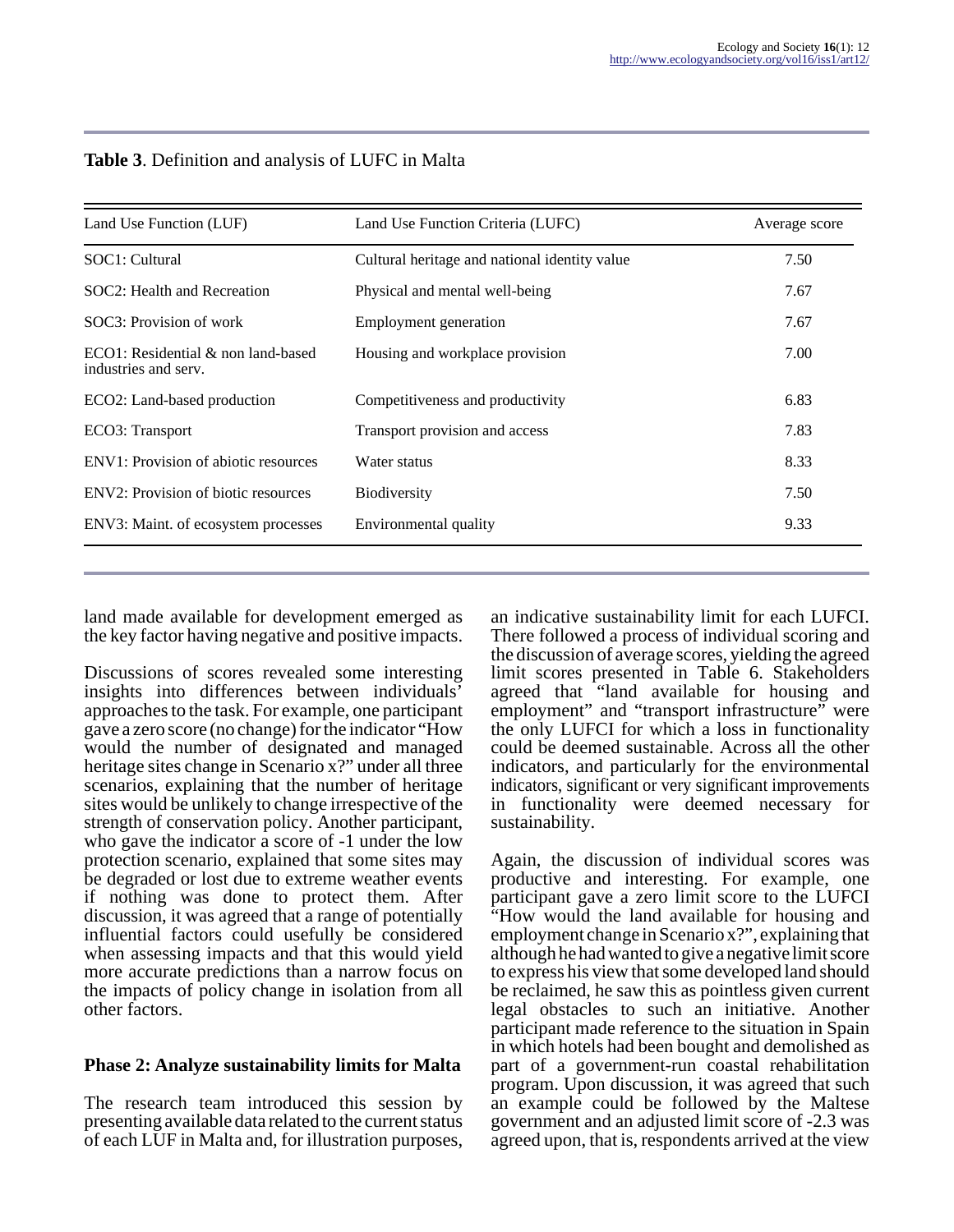**Table 3**. Definition and analysis of LUFC in Malta

| Land Use Function (LUF) | Land Use Function Criteria (LUFC) | Average score |
|---|---|---|
| SOC1: Cultural | Cultural heritage and national identity value | 7.50 |
| SOC2: Health and Recreation | Physical and mental well-being | 7.67 |
| SOC3: Provision of work | Employment generation | 7.67 |
| ECO1: Residential & non land-based industries and serv. | Housing and workplace provision | 7.00 |
| ECO2: Land-based production | Competitiveness and productivity | 6.83 |
| ECO3: Transport | Transport provision and access | 7.83 |
| ENV1: Provision of abiotic resources | Water status | 8.33 |
| ENV2: Provision of biotic resources | Biodiversity | 7.50 |
| ENV3: Maint. of ecosystem processes | Environmental quality | 9.33 |

land made available for development emerged as the key factor having negative and positive impacts.

Discussions of scores revealed some interesting insights into differences between individuals' approaches to the task. For example, one participant gave a zero score (no change) for the indicator "How would the number of designated and managed heritage sites change in Scenario x?" under all three scenarios, explaining that the number of heritage sites would be unlikely to change irrespective of the strength of conservation policy. Another participant, who gave the indicator a score of -1 under the low protection scenario, explained that some sites may be degraded or lost due to extreme weather events if nothing was done to protect them. After discussion, it was agreed that a range of potentially influential factors could usefully be considered when assessing impacts and that this would yield more accurate predictions than a narrow focus on the impacts of policy change in isolation from all other factors.

## Phase 2: Analyze sustainability limits for Malta

The research team introduced this session by presenting available data related to the current status of each LUF in Malta and, for illustration purposes, an indicative sustainability limit for each LUFCI. There followed a process of individual scoring and the discussion of average scores, yielding the agreed limit scores presented in Table 6. Stakeholders agreed that "land available for housing and employment" and "transport infrastructure" were the only LUFCI for which a loss in functionality could be deemed sustainable. Across all the other indicators, and particularly for the environmental indicators, significant or very significant improvements in functionality were deemed necessary for sustainability.

Again, the discussion of individual scores was productive and interesting. For example, one participant gave a zero limit score to the LUFCI "How would the land available for housing and employment change in Scenario x?", explaining that although he had wanted to give a negative limit score to express his view that some developed land should be reclaimed, he saw this as pointless given current legal obstacles to such an initiative. Another participant made reference to the situation in Spain in which hotels had been bought and demolished as part of a government-run coastal rehabilitation program. Upon discussion, it was agreed that such an example could be followed by the Maltese government and an adjusted limit score of -2.3 was agreed upon, that is, respondents arrived at the view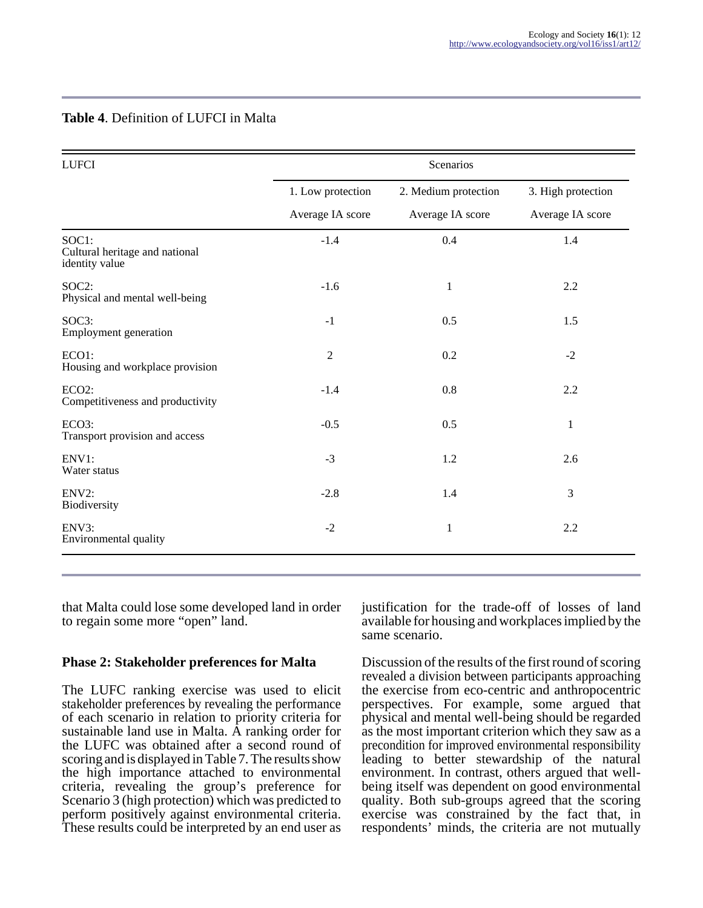**Table 4**. Definition of LUFCI in Malta

| LUFCI | Scenarios | | |
|---|---|---|---|
| | 1. Low protection | 2. Medium protection | 3. High protection |
| | Average IA score | Average IA score | Average IA score |
| SOC1: Cultural heritage and national identity value | -1.4 | 0.4 | 1.4 |
| SOC2: Physical and mental well-being | -1.6 | 1 | 2.2 |
| SOC3: Employment generation | -1 | 0.5 | 1.5 |
| ECO1: Housing and workplace provision | 2 | 0.2 | -2 |
| ECO2: Competitiveness and productivity | -1.4 | 0.8 | 2.2 |
| ECO3: Transport provision and access | -0.5 | 0.5 | 1 |
| ENV1: Water status | -3 | 1.2 | 2.6 |
| ENV2: Biodiversity | -2.8 | 1.4 | 3 |
| ENV3: Environmental quality | -2 | 1 | 2.2 |

that Malta could lose some developed land in order to regain some more "open" land.

### Phase 2: Stakeholder preferences for Malta

The LUFC ranking exercise was used to elicit stakeholder preferences by revealing the performance of each scenario in relation to priority criteria for sustainable land use in Malta. A ranking order for the LUFC was obtained after a second round of scoring and is displayed in Table 7. The results show the high importance attached to environmental criteria, revealing the group's preference for Scenario 3 (high protection) which was predicted to perform positively against environmental criteria. These results could be interpreted by an end user as justification for the trade-off of losses of land available for housing and workplaces implied by the same scenario.

Discussion of the results of the first round of scoring revealed a division between participants approaching the exercise from eco-centric and anthropocentric perspectives. For example, some argued that physical and mental well-being should be regarded as the most important criterion which they saw as a precondition for improved environmental responsibility leading to better stewardship of the natural environment. In contrast, others argued that well-being itself was dependent on good environmental quality. Both sub-groups agreed that the scoring exercise was constrained by the fact that, in respondents' minds, the criteria are not mutually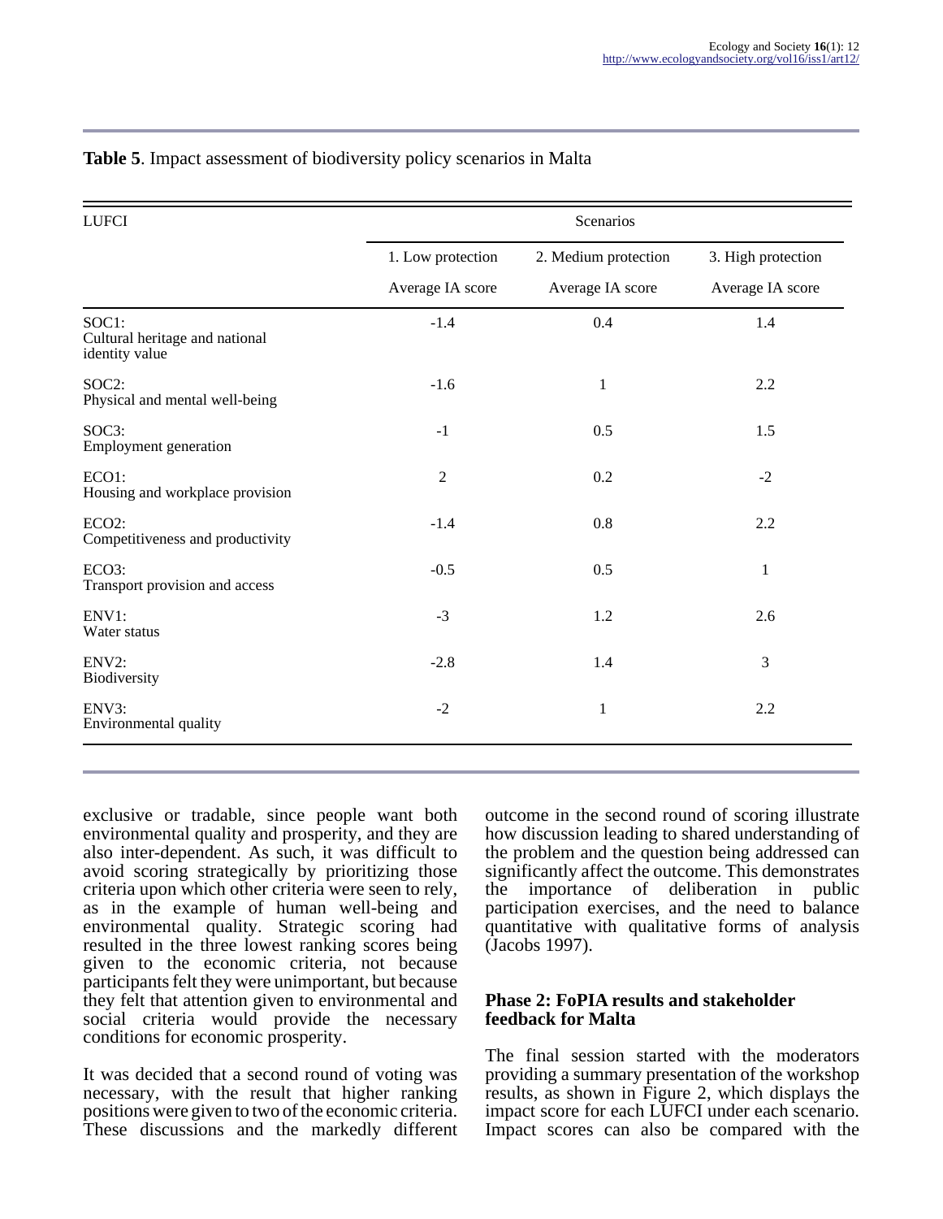**Table 5**. Impact assessment of biodiversity policy scenarios in Malta

| LUFCI | Scenarios | | |
|---|---|---|---|
| | 1. Low protection | 2. Medium protection | 3. High protection |
| | Average IA score | Average IA score | Average IA score |
| SOC1: Cultural heritage and national identity value | -1.4 | 0.4 | 1.4 |
| SOC2: Physical and mental well-being | -1.6 | 1 | 2.2 |
| SOC3: Employment generation | -1 | 0.5 | 1.5 |
| ECO1: Housing and workplace provision | 2 | 0.2 | -2 |
| ECO2: Competitiveness and productivity | -1.4 | 0.8 | 2.2 |
| ECO3: Transport provision and access | -0.5 | 0.5 | 1 |
| ENV1: Water status | -3 | 1.2 | 2.6 |
| ENV2: Biodiversity | -2.8 | 1.4 | 3 |
| ENV3: Environmental quality | -2 | 1 | 2.2 |

exclusive or tradable, since people want both environmental quality and prosperity, and they are also inter-dependent. As such, it was difficult to avoid scoring strategically by prioritizing those criteria upon which other criteria were seen to rely, as in the example of human well-being and environmental quality. Strategic scoring had resulted in the three lowest ranking scores being given to the economic criteria, not because participants felt they were unimportant, but because they felt that attention given to environmental and social criteria would provide the necessary conditions for economic prosperity.

It was decided that a second round of voting was necessary, with the result that higher ranking positions were given to two of the economic criteria. These discussions and the markedly different outcome in the second round of scoring illustrate how discussion leading to shared understanding of the problem and the question being addressed can significantly affect the outcome. This demonstrates the importance of deliberation in public participation exercises, and the need to balance quantitative with qualitative forms of analysis (Jacobs 1997).

### Phase 2: FoPIA results and stakeholder feedback for Malta

The final session started with the moderators providing a summary presentation of the workshop results, as shown in Figure 2, which displays the impact score for each LUFCI under each scenario. Impact scores can also be compared with the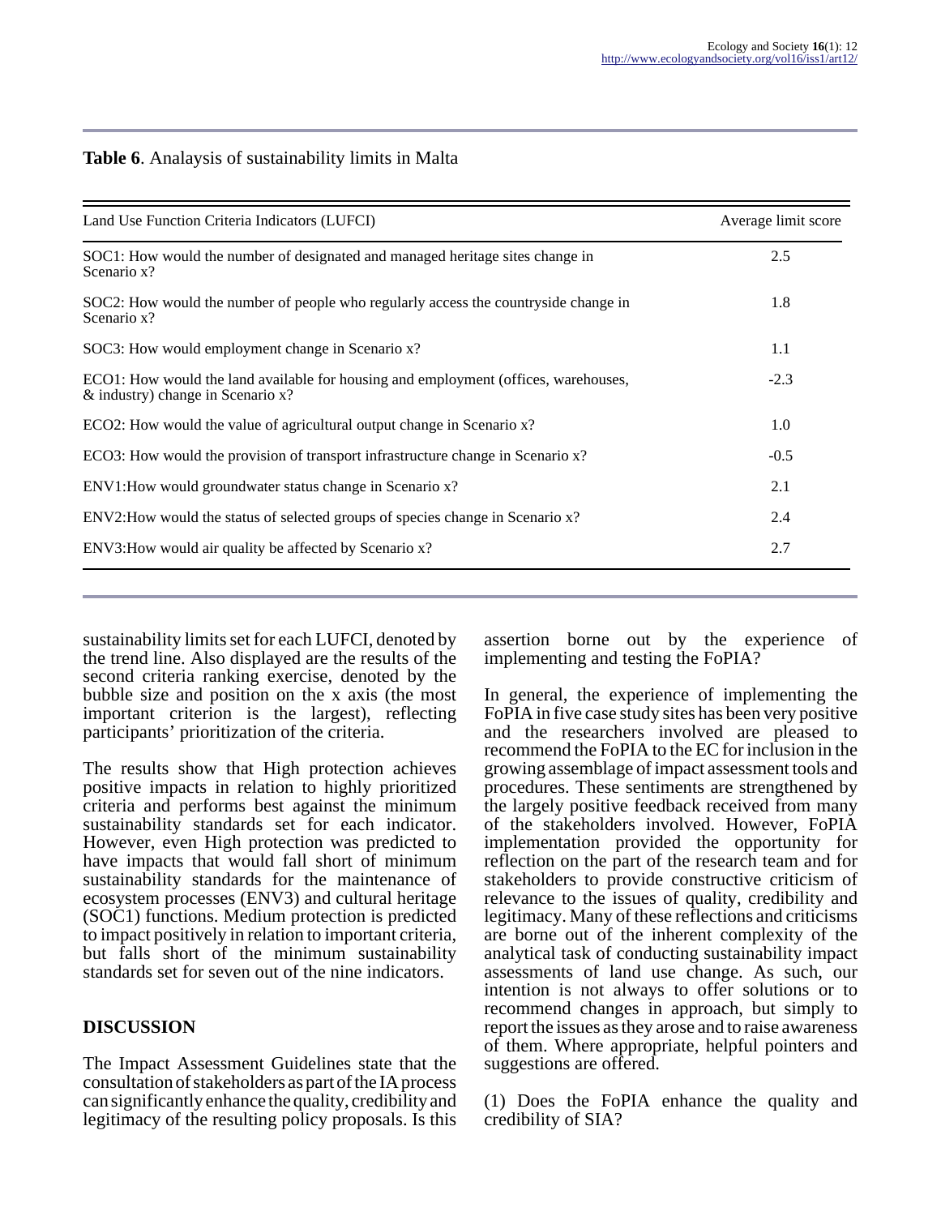**Table 6**. Analaysis of sustainability limits in Malta

| Land Use Function Criteria Indicators (LUFCI) | Average limit score |
|---|---|
| SOC1: How would the number of designated and managed heritage sites change in Scenario x? | 2.5 |
| SOC2: How would the number of people who regularly access the countryside change in Scenario x? | 1.8 |
| SOC3: How would employment change in Scenario x? | 1.1 |
| ECO1: How would the land available for housing and employment (offices, warehouses, & industry) change in Scenario x? | -2.3 |
| ECO2: How would the value of agricultural output change in Scenario x? | 1.0 |
| ECO3: How would the provision of transport infrastructure change in Scenario x? | -0.5 |
| ENV1:How would groundwater status change in Scenario x? | 2.1 |
| ENV2:How would the status of selected groups of species change in Scenario x? | 2.4 |
| ENV3:How would air quality be affected by Scenario x? | 2.7 |

sustainability limits set for each LUFCI, denoted by the trend line. Also displayed are the results of the second criteria ranking exercise, denoted by the bubble size and position on the x axis (the most important criterion is the largest), reflecting participants' prioritization of the criteria.

The results show that High protection achieves positive impacts in relation to highly prioritized criteria and performs best against the minimum sustainability standards set for each indicator. However, even High protection was predicted to have impacts that would fall short of minimum sustainability standards for the maintenance of ecosystem processes (ENV3) and cultural heritage (SOC1) functions. Medium protection is predicted to impact positively in relation to important criteria, but falls short of the minimum sustainability standards set for seven out of the nine indicators.

## DISCUSSION

The Impact Assessment Guidelines state that the consultation of stakeholders as part of the IA process can significantly enhance the quality, credibility and legitimacy of the resulting policy proposals. Is this assertion borne out by the experience of implementing and testing the FoPIA?

In general, the experience of implementing the FoPIA in five case study sites has been very positive and the researchers involved are pleased to recommend the FoPIA to the EC for inclusion in the growing assemblage of impact assessment tools and procedures. These sentiments are strengthened by the largely positive feedback received from many of the stakeholders involved. However, FoPIA implementation provided the opportunity for reflection on the part of the research team and for stakeholders to provide constructive criticism of relevance to the issues of quality, credibility and legitimacy. Many of these reflections and criticisms are borne out of the inherent complexity of the analytical task of conducting sustainability impact assessments of land use change. As such, our intention is not always to offer solutions or to recommend changes in approach, but simply to report the issues as they arose and to raise awareness of them. Where appropriate, helpful pointers and suggestions are offered.

(1) Does the FoPIA enhance the quality and credibility of SIA?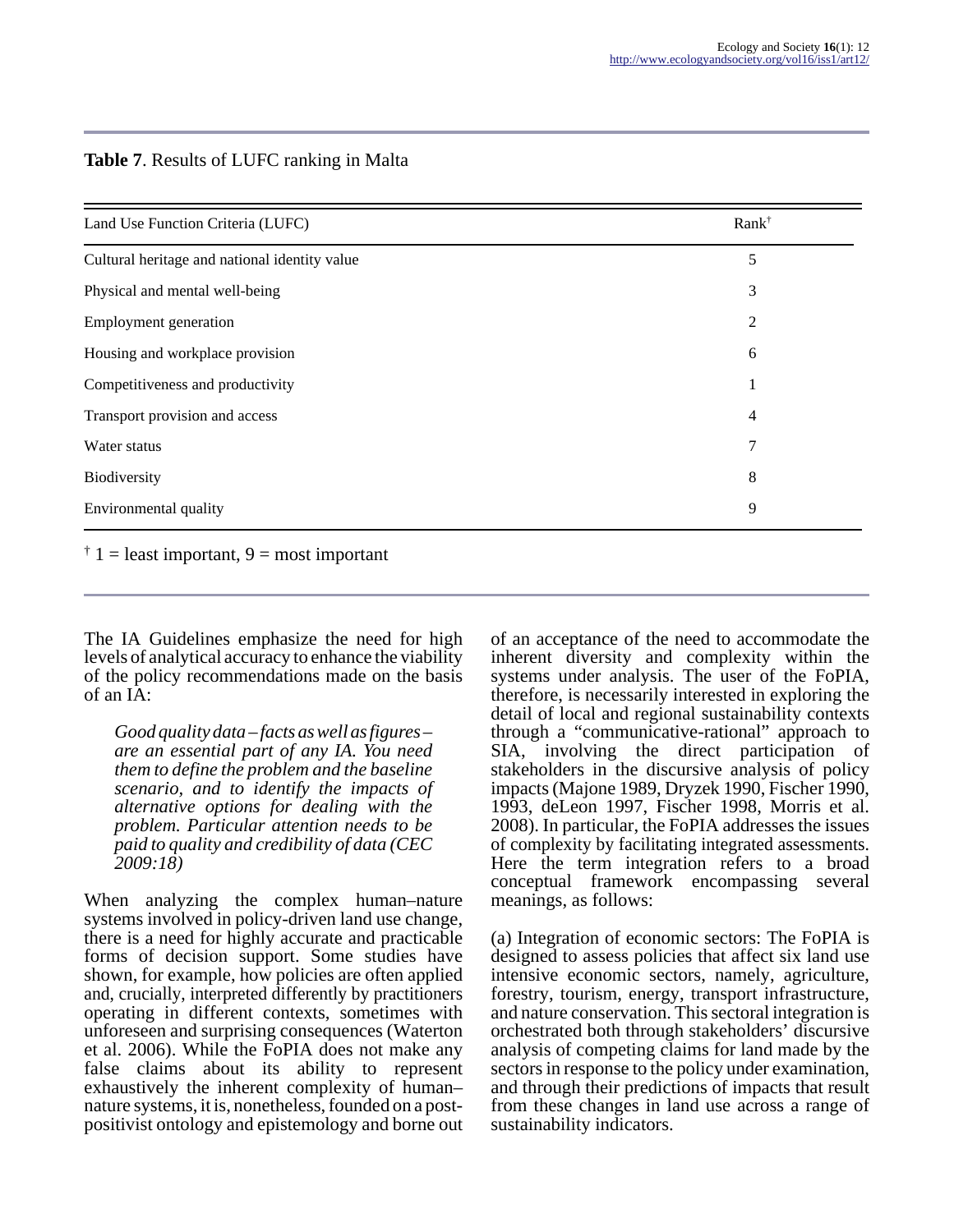**Table 7**. Results of LUFC ranking in Malta

| Land Use Function Criteria (LUFC) | Rank† |
|---|---|
| Cultural heritage and national identity value | 5 |
| Physical and mental well-being | 3 |
| Employment generation | 2 |
| Housing and workplace provision | 6 |
| Competitiveness and productivity | 1 |
| Transport provision and access | 4 |
| Water status | 7 |
| Biodiversity | 8 |
| Environmental quality | 9 |

† 1 = least important, 9 = most important

The IA Guidelines emphasize the need for high levels of analytical accuracy to enhance the viability of the policy recommendations made on the basis of an IA:

> *Good quality data – facts as well as figures – are an essential part of any IA. You need them to define the problem and the baseline scenario, and to identify the impacts of alternative options for dealing with the problem. Particular attention needs to be paid to quality and credibility of data (CEC 2009:18)*

When analyzing the complex human–nature systems involved in policy-driven land use change, there is a need for highly accurate and practicable forms of decision support. Some studies have shown, for example, how policies are often applied and, crucially, interpreted differently by practitioners operating in different contexts, sometimes with unforeseen and surprising consequences (Waterton et al. 2006). While the FoPIA does not make any false claims about its ability to represent exhaustively the inherent complexity of human–nature systems, it is, nonetheless, founded on a post-positivist ontology and epistemology and borne out of an acceptance of the need to accommodate the inherent diversity and complexity within the systems under analysis. The user of the FoPIA, therefore, is necessarily interested in exploring the detail of local and regional sustainability contexts through a "communicative-rational" approach to SIA, involving the direct participation of stakeholders in the discursive analysis of policy impacts (Majone 1989, Dryzek 1990, Fischer 1990, 1993, deLeon 1997, Fischer 1998, Morris et al. 2008). In particular, the FoPIA addresses the issues of complexity by facilitating integrated assessments. Here the term integration refers to a broad conceptual framework encompassing several meanings, as follows:

(a) Integration of economic sectors: The FoPIA is designed to assess policies that affect six land use intensive economic sectors, namely, agriculture, forestry, tourism, energy, transport infrastructure, and nature conservation. This sectoral integration is orchestrated both through stakeholders' discursive analysis of competing claims for land made by the sectors in response to the policy under examination, and through their predictions of impacts that result from these changes in land use across a range of sustainability indicators.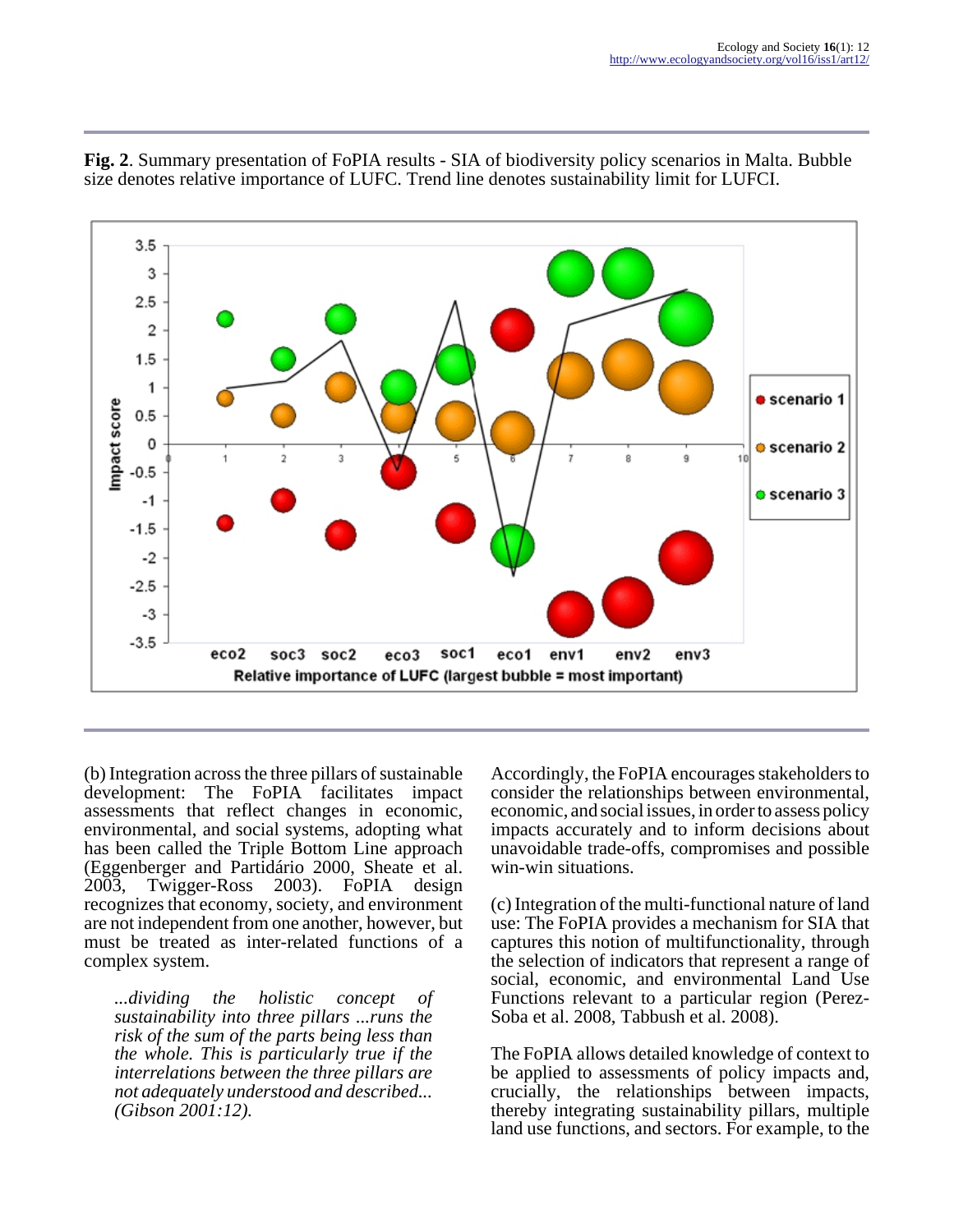**Fig. 2**. Summary presentation of FoPIA results - SIA of biodiversity policy scenarios in Malta. Bubble size denotes relative importance of LUFC. Trend line denotes sustainability limit for LUFCI.

(b) Integration across the three pillars of sustainable development: The FoPIA facilitates impact assessments that reflect changes in economic, environmental, and social systems, adopting what has been called the Triple Bottom Line approach (Eggenberger and Partidário 2000, Sheate et al. 2003, Twigger-Ross 2003). FoPIA design recognizes that economy, society, and environment are not independent from one another, however, but must be treated as inter-related functions of a complex system.

> *...dividing the holistic concept of sustainability into three pillars ...runs the risk of the sum of the parts being less than the whole. This is particularly true if the interrelations between the three pillars are not adequately understood and described... (Gibson 2001:12).*

Accordingly, the FoPIA encourages stakeholders to consider the relationships between environmental, economic, and social issues, in order to assess policy impacts accurately and to inform decisions about unavoidable trade-offs, compromises and possible win-win situations.

(c) Integration of the multi-functional nature of land use: The FoPIA provides a mechanism for SIA that captures this notion of multifunctionality, through the selection of indicators that represent a range of social, economic, and environmental Land Use Functions relevant to a particular region (Perez-Soba et al. 2008, Tabbush et al. 2008).

The FoPIA allows detailed knowledge of context to be applied to assessments of policy impacts and, crucially, the relationships between impacts, thereby integrating sustainability pillars, multiple land use functions, and sectors. For example, to the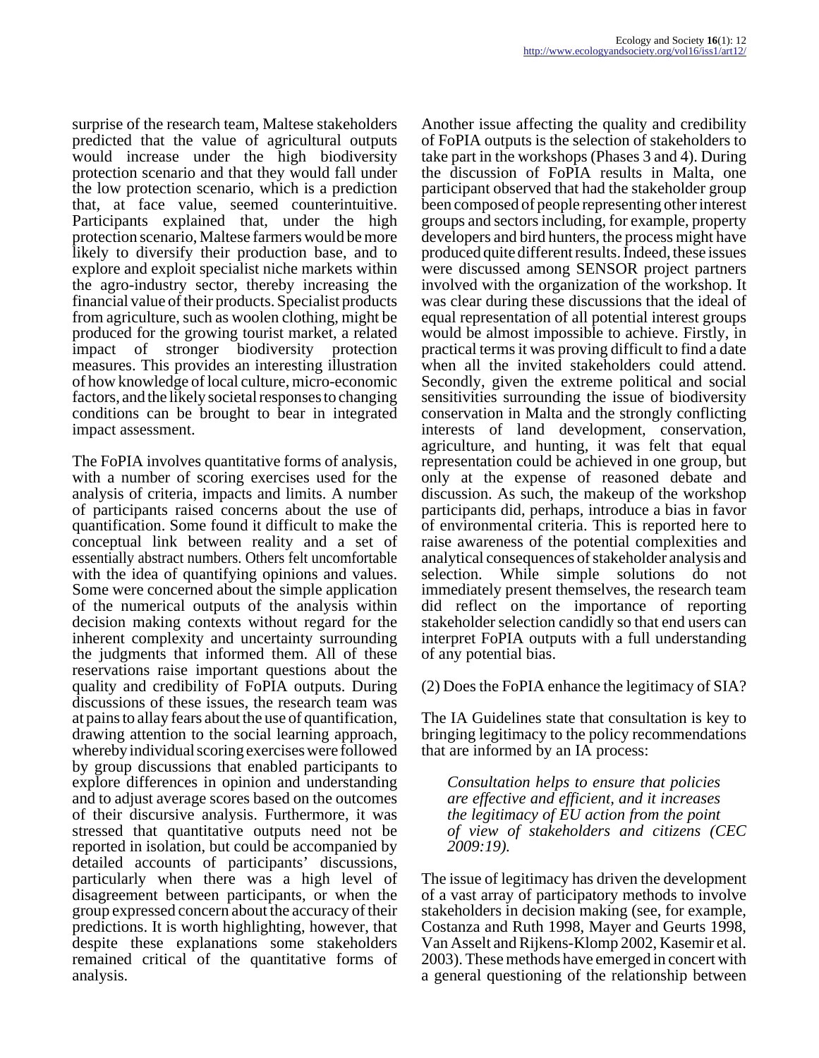surprise of the research team, Maltese stakeholders predicted that the value of agricultural outputs would increase under the high biodiversity protection scenario and that they would fall under the low protection scenario, which is a prediction that, at face value, seemed counterintuitive. Participants explained that, under the high protection scenario, Maltese farmers would be more likely to diversify their production base, and to explore and exploit specialist niche markets within the agro-industry sector, thereby increasing the financial value of their products. Specialist products from agriculture, such as woolen clothing, might be produced for the growing tourist market, a related impact of stronger biodiversity protection measures. This provides an interesting illustration of how knowledge of local culture, micro-economic factors, and the likely societal responses to changing conditions can be brought to bear in integrated impact assessment.

The FoPIA involves quantitative forms of analysis, with a number of scoring exercises used for the analysis of criteria, impacts and limits. A number of participants raised concerns about the use of quantification. Some found it difficult to make the conceptual link between reality and a set of essentially abstract numbers. Others felt uncomfortable with the idea of quantifying opinions and values. Some were concerned about the simple application of the numerical outputs of the analysis within decision making contexts without regard for the inherent complexity and uncertainty surrounding the judgments that informed them. All of these reservations raise important questions about the quality and credibility of FoPIA outputs. During discussions of these issues, the research team was at pains to allay fears about the use of quantification, drawing attention to the social learning approach, whereby individual scoring exercises were followed by group discussions that enabled participants to explore differences in opinion and understanding and to adjust average scores based on the outcomes of their discursive analysis. Furthermore, it was stressed that quantitative outputs need not be reported in isolation, but could be accompanied by detailed accounts of participants' discussions, particularly when there was a high level of disagreement between participants, or when the group expressed concern about the accuracy of their predictions. It is worth highlighting, however, that despite these explanations some stakeholders remained critical of the quantitative forms of analysis.

Another issue affecting the quality and credibility of FoPIA outputs is the selection of stakeholders to take part in the workshops (Phases 3 and 4). During the discussion of FoPIA results in Malta, one participant observed that had the stakeholder group been composed of people representing other interest groups and sectors including, for example, property developers and bird hunters, the process might have produced quite different results. Indeed, these issues were discussed among SENSOR project partners involved with the organization of the workshop. It was clear during these discussions that the ideal of equal representation of all potential interest groups would be almost impossible to achieve. Firstly, in practical terms it was proving difficult to find a date when all the invited stakeholders could attend. Secondly, given the extreme political and social sensitivities surrounding the issue of biodiversity conservation in Malta and the strongly conflicting interests of land development, conservation, agriculture, and hunting, it was felt that equal representation could be achieved in one group, but only at the expense of reasoned debate and discussion. As such, the makeup of the workshop participants did, perhaps, introduce a bias in favor of environmental criteria. This is reported here to raise awareness of the potential complexities and analytical consequences of stakeholder analysis and selection. While simple solutions do not immediately present themselves, the research team did reflect on the importance of reporting stakeholder selection candidly so that end users can interpret FoPIA outputs with a full understanding of any potential bias.

(2) Does the FoPIA enhance the legitimacy of SIA?

The IA Guidelines state that consultation is key to bringing legitimacy to the policy recommendations that are informed by an IA process:

> *Consultation helps to ensure that policies are effective and efficient, and it increases the legitimacy of EU action from the point of view of stakeholders and citizens (CEC 2009:19).*

The issue of legitimacy has driven the development of a vast array of participatory methods to involve stakeholders in decision making (see, for example, Costanza and Ruth 1998, Mayer and Geurts 1998, Van Asselt and Rijkens-Klomp 2002, Kasemir et al. 2003). These methods have emerged in concert with a general questioning of the relationship between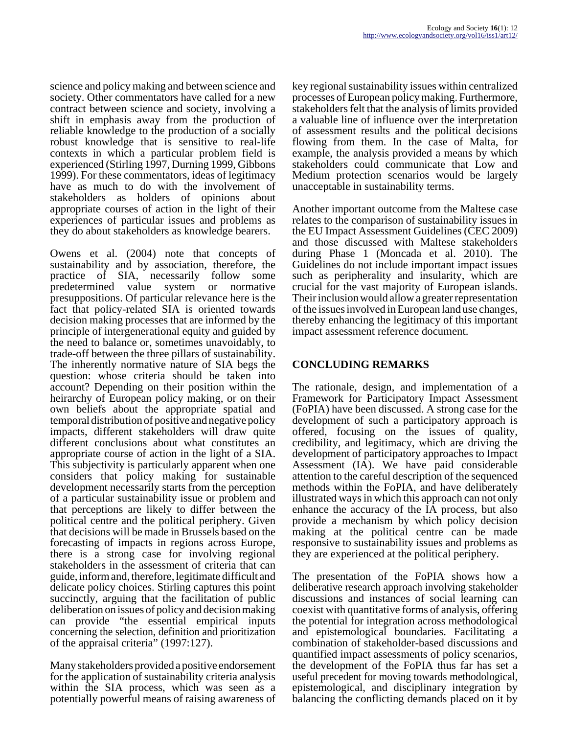science and policy making and between science and society. Other commentators have called for a new contract between science and society, involving a shift in emphasis away from the production of reliable knowledge to the production of a socially robust knowledge that is sensitive to real-life contexts in which a particular problem field is experienced (Stirling 1997, Durning 1999, Gibbons 1999). For these commentators, ideas of legitimacy have as much to do with the involvement of stakeholders as holders of opinions about appropriate courses of action in the light of their experiences of particular issues and problems as they do about stakeholders as knowledge bearers.

Owens et al. (2004) note that concepts of sustainability and by association, therefore, the practice of SIA, necessarily follow some predetermined value system or normative presuppositions. Of particular relevance here is the fact that policy-related SIA is oriented towards decision making processes that are informed by the principle of intergenerational equity and guided by the need to balance or, sometimes unavoidably, to trade-off between the three pillars of sustainability. The inherently normative nature of SIA begs the question: whose criteria should be taken into account? Depending on their position within the heirarchy of European policy making, or on their own beliefs about the appropriate spatial and temporal distribution of positive and negative policy impacts, different stakeholders will draw quite different conclusions about what constitutes an appropriate course of action in the light of a SIA. This subjectivity is particularly apparent when one considers that policy making for sustainable development necessarily starts from the perception of a particular sustainability issue or problem and that perceptions are likely to differ between the political centre and the political periphery. Given that decisions will be made in Brussels based on the forecasting of impacts in regions across Europe, there is a strong case for involving regional stakeholders in the assessment of criteria that can guide, inform and, therefore, legitimate difficult and delicate policy choices. Stirling captures this point succinctly, arguing that the facilitation of public deliberation on issues of policy and decision making can provide "the essential empirical inputs concerning the selection, definition and prioritization of the appraisal criteria" (1997:127).

Many stakeholders provided a positive endorsement for the application of sustainability criteria analysis within the SIA process, which was seen as a potentially powerful means of raising awareness of key regional sustainability issues within centralized processes of European policy making. Furthermore, stakeholders felt that the analysis of limits provided a valuable line of influence over the interpretation of assessment results and the political decisions flowing from them. In the case of Malta, for example, the analysis provided a means by which stakeholders could communicate that Low and Medium protection scenarios would be largely unacceptable in sustainability terms.

Another important outcome from the Maltese case relates to the comparison of sustainability issues in the EU Impact Assessment Guidelines (CEC 2009) and those discussed with Maltese stakeholders during Phase 1 (Moncada et al. 2010). The Guidelines do not include important impact issues such as peripherality and insularity, which are crucial for the vast majority of European islands. Their inclusion would allow a greater representation of the issues involved in European land use changes, thereby enhancing the legitimacy of this important impact assessment reference document.

## CONCLUDING REMARKS

The rationale, design, and implementation of a Framework for Participatory Impact Assessment (FoPIA) have been discussed. A strong case for the development of such a participatory approach is offered, focusing on the issues of quality, credibility, and legitimacy, which are driving the development of participatory approaches to Impact Assessment (IA). We have paid considerable attention to the careful description of the sequenced methods within the FoPIA, and have deliberately illustrated ways in which this approach can not only enhance the accuracy of the IA process, but also provide a mechanism by which policy decision making at the political centre can be made responsive to sustainability issues and problems as they are experienced at the political periphery.

The presentation of the FoPIA shows how a deliberative research approach involving stakeholder discussions and instances of social learning can coexist with quantitative forms of analysis, offering the potential for integration across methodological and epistemological boundaries. Facilitating a combination of stakeholder-based discussions and quantified impact assessments of policy scenarios, the development of the FoPIA thus far has set a useful precedent for moving towards methodological, epistemological, and disciplinary integration by balancing the conflicting demands placed on it by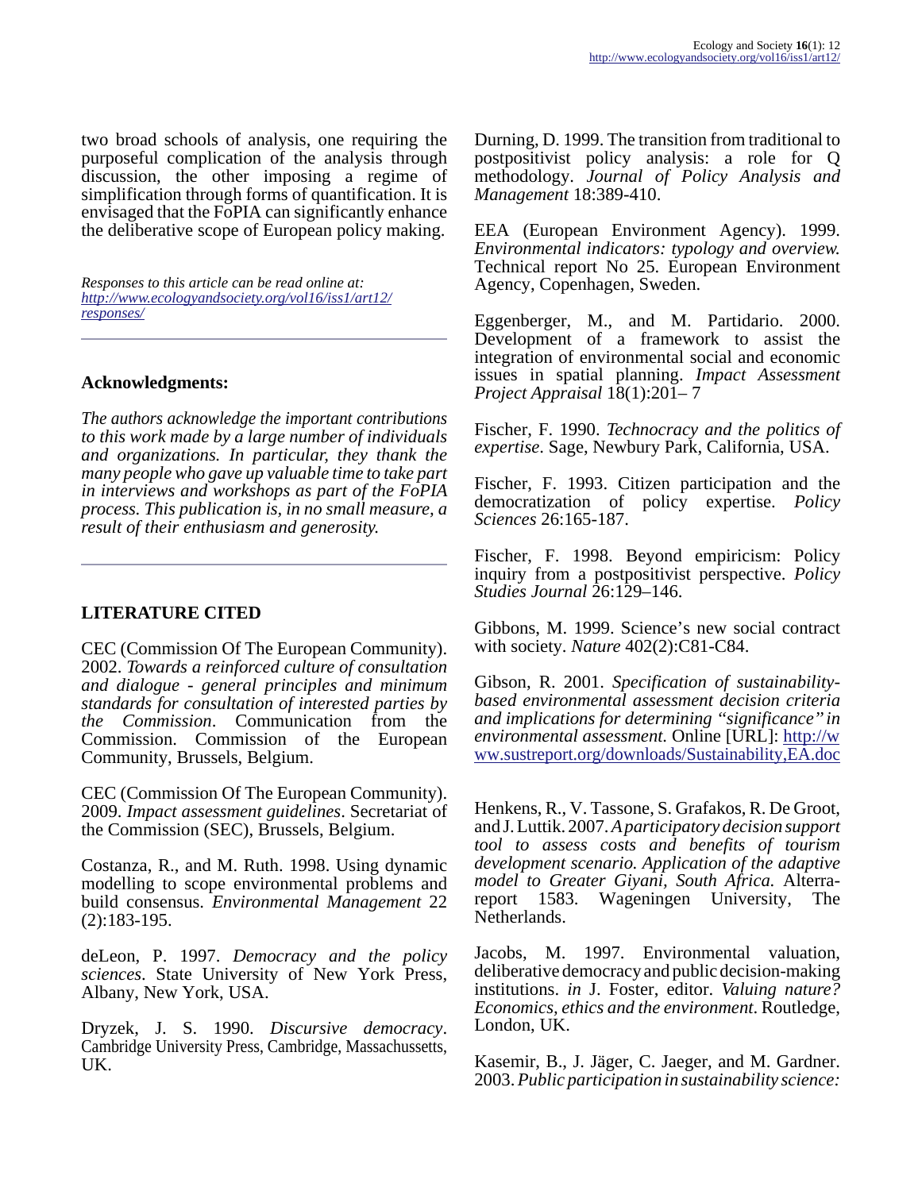two broad schools of analysis, one requiring the purposeful complication of the analysis through discussion, the other imposing a regime of simplification through forms of quantification. It is envisaged that the FoPIA can significantly enhance the deliberative scope of European policy making.

*Responses to this article can be read online at:* [*http://www.ecologyandsociety.org/vol16/iss1/art12/responses/*](http://www.ecologyandsociety.org/vol16/iss1/art12/responses/)

---

## Acknowledgments:

*The authors acknowledge the important contributions to this work made by a large number of individuals and organizations. In particular, they thank the many people who gave up valuable time to take part in interviews and workshops as part of the FoPIA process. This publication is, in no small measure, a result of their enthusiasm and generosity.*

---

## LITERATURE CITED

CEC (Commission Of The European Community). 2002. *Towards a reinforced culture of consultation and dialogue - general principles and minimum standards for consultation of interested parties by the Commission*. Communication from the Commission. Commission of the European Community, Brussels, Belgium.

CEC (Commission Of The European Community). 2009. *Impact assessment guidelines*. Secretariat of the Commission (SEC), Brussels, Belgium.

Costanza, R., and M. Ruth. 1998. Using dynamic modelling to scope environmental problems and build consensus. *Environmental Management* 22 (2):183-195.

deLeon, P. 1997. *Democracy and the policy sciences*. State University of New York Press, Albany, New York, USA.

Dryzek, J. S. 1990. *Discursive democracy*. Cambridge University Press, Cambridge, Massachussetts, UK.

Durning, D. 1999. The transition from traditional to postpositivist policy analysis: a role for Q methodology. *Journal of Policy Analysis and Management* 18:389-410.

EEA (European Environment Agency). 1999. *Environmental indicators: typology and overview.* Technical report No 25. European Environment Agency, Copenhagen, Sweden.

Eggenberger, M., and M. Partidario. 2000. Development of a framework to assist the integration of environmental social and economic issues in spatial planning. *Impact Assessment Project Appraisal* 18(1):201– 7

Fischer, F. 1990. *Technocracy and the politics of expertise*. Sage, Newbury Park, California, USA.

Fischer, F. 1993. Citizen participation and the democratization of policy expertise. *Policy Sciences* 26:165-187.

Fischer, F. 1998. Beyond empiricism: Policy inquiry from a postpositivist perspective. *Policy Studies Journal* 26:129–146.

Gibbons, M. 1999. Science's new social contract with society. *Nature* 402(2):C81-C84.

Gibson, R. 2001. *Specification of sustainability-based environmental assessment decision criteria and implications for determining "significance" in environmental assessment.* Online [URL]: [http://www.sustreport.org/downloads/Sustainability,EA.doc](http://www.sustreport.org/downloads/Sustainability,EA.doc)

Henkens, R., V. Tassone, S. Grafakos, R. De Groot, and J. Luttik. 2007. *A participatory decision support tool to assess costs and benefits of tourism development scenario. Application of the adaptive model to Greater Giyani, South Africa.* Alterra-report 1583. Wageningen University, The Netherlands.

Jacobs, M. 1997. Environmental valuation, deliberative democracy and public decision-making institutions. *in* J. Foster, editor. *Valuing nature? Economics, ethics and the environment*. Routledge, London, UK.

Kasemir, B., J. Jäger, C. Jaeger, and M. Gardner. 2003. *Public participation in sustainability science:*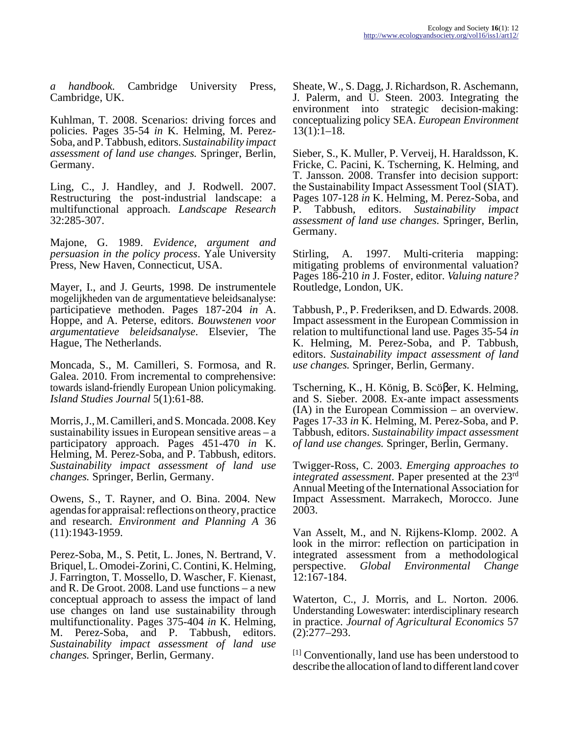*a handbook.* Cambridge University Press, Cambridge, UK.

Kuhlman, T. 2008. Scenarios: driving forces and policies. Pages 35-54 *in* K. Helming, M. Perez-Soba, and P. Tabbush, editors. *Sustainability impact assessment of land use changes.* Springer, Berlin, Germany.

Ling, C., J. Handley, and J. Rodwell. 2007. Restructuring the post-industrial landscape: a multifunctional approach. *Landscape Research* 32:285-307.

Majone, G. 1989. *Evidence, argument and persuasion in the policy process*. Yale University Press, New Haven, Connecticut, USA.

Mayer, I., and J. Geurts, 1998. De instrumentele mogelijkheden van de argumentatieve beleidsanalyse: participatieve methoden. Pages 187-204 *in* A. Hoppe, and A. Peterse, editors. *Bouwstenen voor argumentatieve beleidsanalyse*. Elsevier, The Hague, The Netherlands.

Moncada, S., M. Camilleri, S. Formosa, and R. Galea. 2010. From incremental to comprehensive: towards island-friendly European Union policymaking. *Island Studies Journal* 5(1):61-88.

Morris, J., M. Camilleri, and S. Moncada. 2008. Key sustainability issues in European sensitive areas – a participatory approach. Pages 451-470 *in* K. Helming, M. Perez-Soba, and P. Tabbush, editors. *Sustainability impact assessment of land use changes.* Springer, Berlin, Germany.

Owens, S., T. Rayner, and O. Bina. 2004. New agendas for appraisal: reflections on theory, practice and research. *Environment and Planning A* 36 (11):1943-1959.

Perez-Soba, M., S. Petit, L. Jones, N. Bertrand, V. Briquel, L. Omodei-Zorini, C. Contini, K. Helming, J. Farrington, T. Mossello, D. Wascher, F. Kienast, and R. De Groot. 2008. Land use functions – a new conceptual approach to assess the impact of land use changes on land use sustainability through multifunctionality. Pages 375-404 *in* K. Helming, M. Perez-Soba, and P. Tabbush, editors. *Sustainability impact assessment of land use changes.* Springer, Berlin, Germany.

Sheate, W., S. Dagg, J. Richardson, R. Aschemann, J. Palerm, and U. Steen. 2003. Integrating the environment into strategic decision-making: conceptualizing policy SEA. *European Environment* 13(1):1–18.

Sieber, S., K. Muller, P. Verveij, H. Haraldsson, K. Fricke, C. Pacini, K. Tscherning, K. Helming, and T. Jansson. 2008. Transfer into decision support: the Sustainability Impact Assessment Tool (SIAT). Pages 107-128 *in* K. Helming, M. Perez-Soba, and P. Tabbush, editors. *Sustainability impact assessment of land use changes.* Springer, Berlin, Germany.

Stirling, A. 1997. Multi-criteria mapping: mitigating problems of environmental valuation? Pages 186-210 *in* J. Foster, editor. *Valuing nature?* Routledge, London, UK.

Tabbush, P., P. Frederiksen, and D. Edwards. 2008. Impact assessment in the European Commission in relation to multifunctional land use. Pages 35-54 *in* K. Helming, M. Perez-Soba, and P. Tabbush, editors. *Sustainability impact assessment of land use changes.* Springer, Berlin, Germany.

Tscherning, K., H. König, B. Scöβer, K. Helming, and S. Sieber. 2008. Ex-ante impact assessments (IA) in the European Commission – an overview. Pages 17-33 *in* K. Helming, M. Perez-Soba, and P. Tabbush, editors. *Sustainability impact assessment of land use changes.* Springer, Berlin, Germany.

Twigger-Ross, C. 2003. *Emerging approaches to integrated assessment.* Paper presented at the 23rd Annual Meeting of the International Association for Impact Assessment. Marrakech, Morocco. June 2003.

Van Asselt, M., and N. Rijkens-Klomp. 2002. A look in the mirror: reflection on participation in integrated assessment from a methodological perspective. *Global Environmental Change* 12:167-184.

Waterton, C., J. Morris, and L. Norton. 2006. Understanding Loweswater: interdisciplinary research in practice. *Journal of Agricultural Economics* 57 (2):277–293.

[1] Conventionally, land use has been understood to describe the allocation of land to different land cover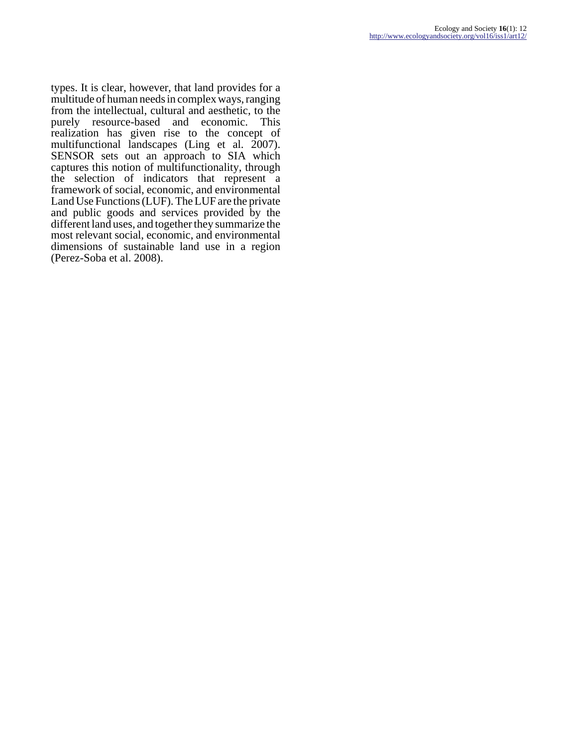types. It is clear, however, that land provides for a multitude of human needs in complex ways, ranging from the intellectual, cultural and aesthetic, to the purely resource-based and economic. This realization has given rise to the concept of multifunctional landscapes (Ling et al. 2007). SENSOR sets out an approach to SIA which captures this notion of multifunctionality, through the selection of indicators that represent a framework of social, economic, and environmental Land Use Functions (LUF). The LUF are the private and public goods and services provided by the different land uses, and together they summarize the most relevant social, economic, and environmental dimensions of sustainable land use in a region (Perez-Soba et al. 2008).